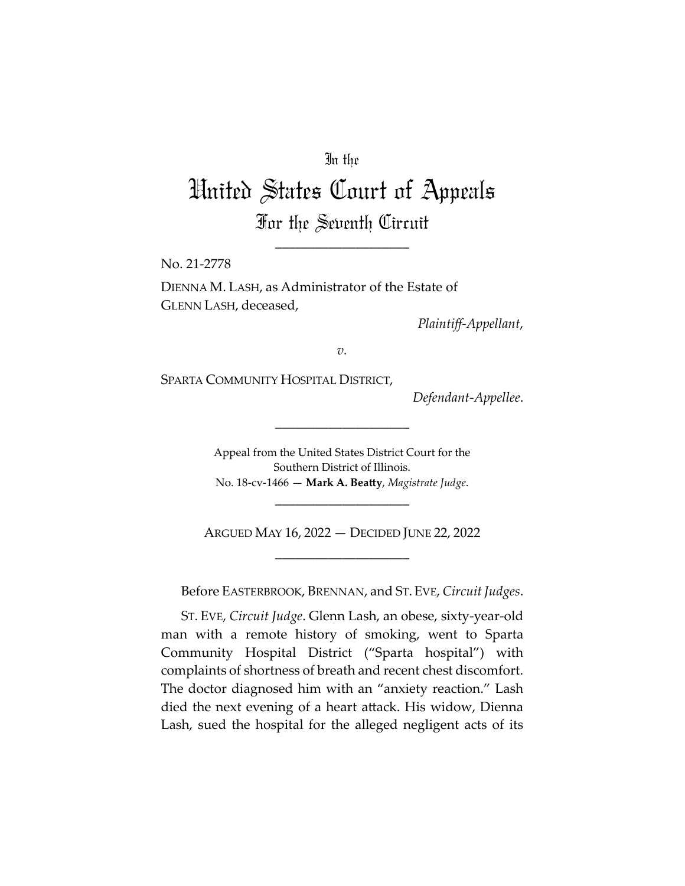In the

# United States Court of Appeals

## For the Seventh Circuit

____________________

No. 21-2778

DIENNA M. LASH, as Administrator of the Estate of GLENN LASH, deceased,

*Plaintiff-Appellant*,

*v.*

SPARTA COMMUNITY HOSPITAL DISTRICT,

*Defendant-Appellee*.

____________________

Appeal from the United States District Court for the Southern District of Illinois.
No. 18-cv-1466 — **Mark A. Beatty**, *Magistrate Judge*.

____________________

ARGUED MAY 16, 2022 — DECIDED JUNE 22, 2022

____________________

Before EASTERBROOK, BRENNAN, and ST. EVE, *Circuit Judges*.

ST. EVE, *Circuit Judge*. Glenn Lash, an obese, sixty-year-old man with a remote history of smoking, went to Sparta Community Hospital District ("Sparta hospital") with complaints of shortness of breath and recent chest discomfort. The doctor diagnosed him with an "anxiety reaction." Lash died the next evening of a heart attack. His widow, Dienna Lash, sued the hospital for the alleged negligent acts of its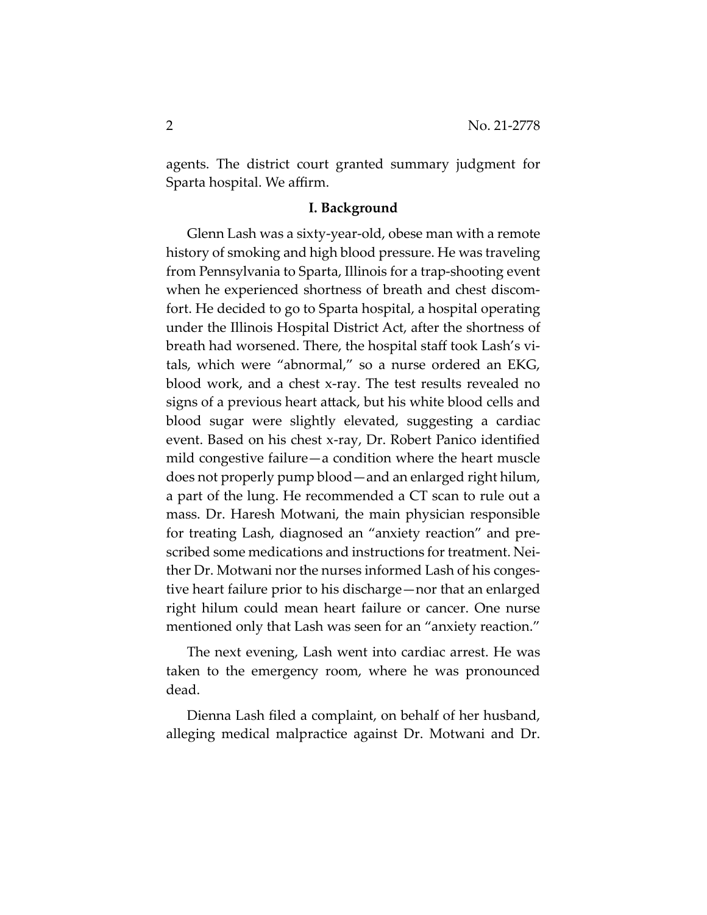agents. The district court granted summary judgment for Sparta hospital. We affirm.

## I. Background

Glenn Lash was a sixty-year-old, obese man with a remote history of smoking and high blood pressure. He was traveling from Pennsylvania to Sparta, Illinois for a trap-shooting event when he experienced shortness of breath and chest discomfort. He decided to go to Sparta hospital, a hospital operating under the Illinois Hospital District Act, after the shortness of breath had worsened. There, the hospital staff took Lash's vitals, which were "abnormal," so a nurse ordered an EKG, blood work, and a chest x-ray. The test results revealed no signs of a previous heart attack, but his white blood cells and blood sugar were slightly elevated, suggesting a cardiac event. Based on his chest x-ray, Dr. Robert Panico identified mild congestive failure—a condition where the heart muscle does not properly pump blood—and an enlarged right hilum, a part of the lung. He recommended a CT scan to rule out a mass. Dr. Haresh Motwani, the main physician responsible for treating Lash, diagnosed an "anxiety reaction" and prescribed some medications and instructions for treatment. Neither Dr. Motwani nor the nurses informed Lash of his congestive heart failure prior to his discharge—nor that an enlarged right hilum could mean heart failure or cancer. One nurse mentioned only that Lash was seen for an "anxiety reaction."

The next evening, Lash went into cardiac arrest. He was taken to the emergency room, where he was pronounced dead.

Dienna Lash filed a complaint, on behalf of her husband, alleging medical malpractice against Dr. Motwani and Dr.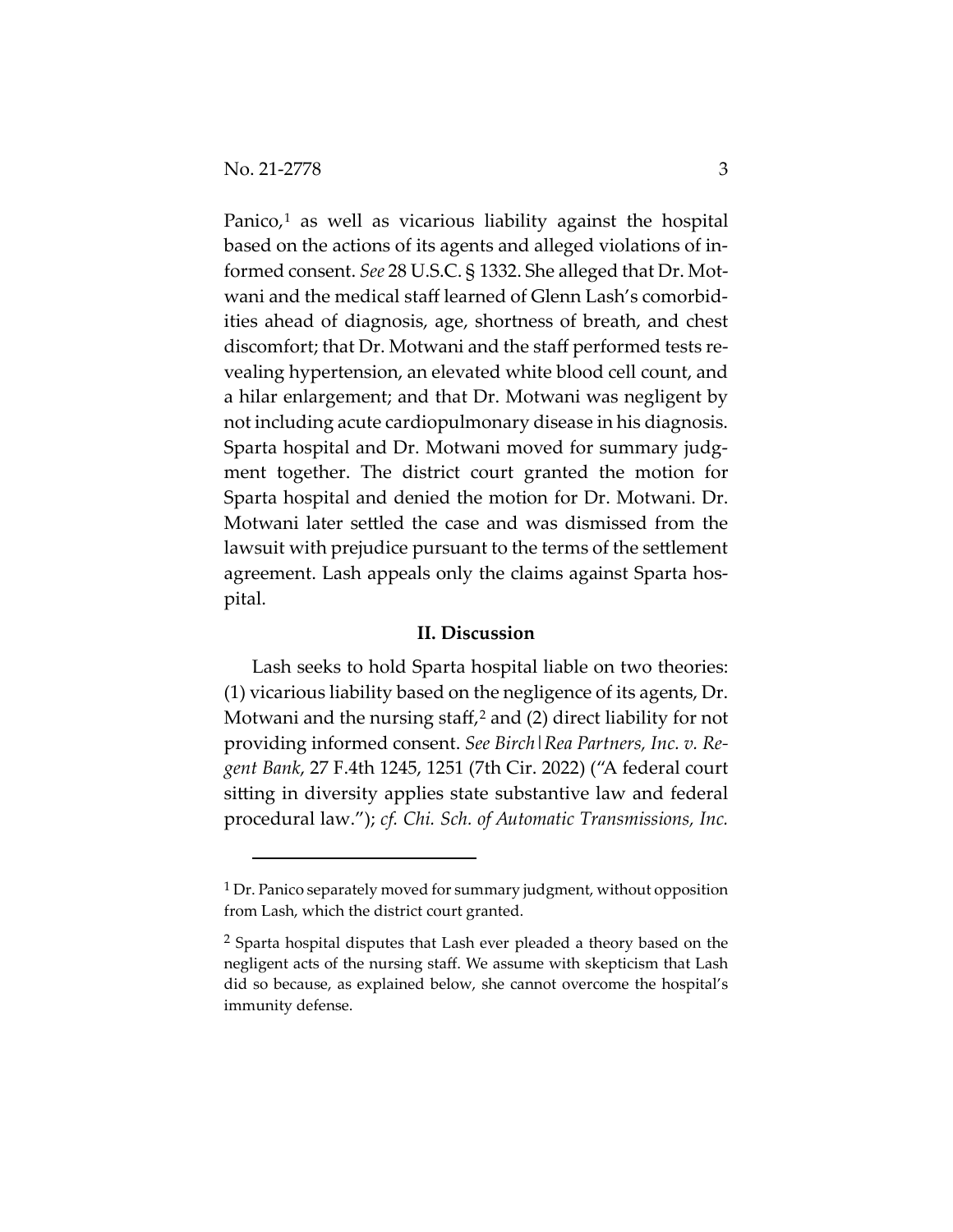Panico,[1] as well as vicarious liability against the hospital based on the actions of its agents and alleged violations of informed consent. *See* 28 U.S.C. § 1332. She alleged that Dr. Motwani and the medical staff learned of Glenn Lash's comorbidities ahead of diagnosis, age, shortness of breath, and chest discomfort; that Dr. Motwani and the staff performed tests revealing hypertension, an elevated white blood cell count, and a hilar enlargement; and that Dr. Motwani was negligent by not including acute cardiopulmonary disease in his diagnosis. Sparta hospital and Dr. Motwani moved for summary judgment together. The district court granted the motion for Sparta hospital and denied the motion for Dr. Motwani. Dr. Motwani later settled the case and was dismissed from the lawsuit with prejudice pursuant to the terms of the settlement agreement. Lash appeals only the claims against Sparta hospital.

## II. Discussion

Lash seeks to hold Sparta hospital liable on two theories: (1) vicarious liability based on the negligence of its agents, Dr. Motwani and the nursing staff,[2] and (2) direct liability for not providing informed consent. *See Birch|Rea Partners, Inc. v. Regent Bank*, 27 F.4th 1245, 1251 (7th Cir. 2022) ("A federal court sitting in diversity applies state substantive law and federal procedural law."); *cf. Chi. Sch. of Automatic Transmissions, Inc.*

---

[1] Dr. Panico separately moved for summary judgment, without opposition from Lash, which the district court granted.

[2] Sparta hospital disputes that Lash ever pleaded a theory based on the negligent acts of the nursing staff. We assume with skepticism that Lash did so because, as explained below, she cannot overcome the hospital's immunity defense.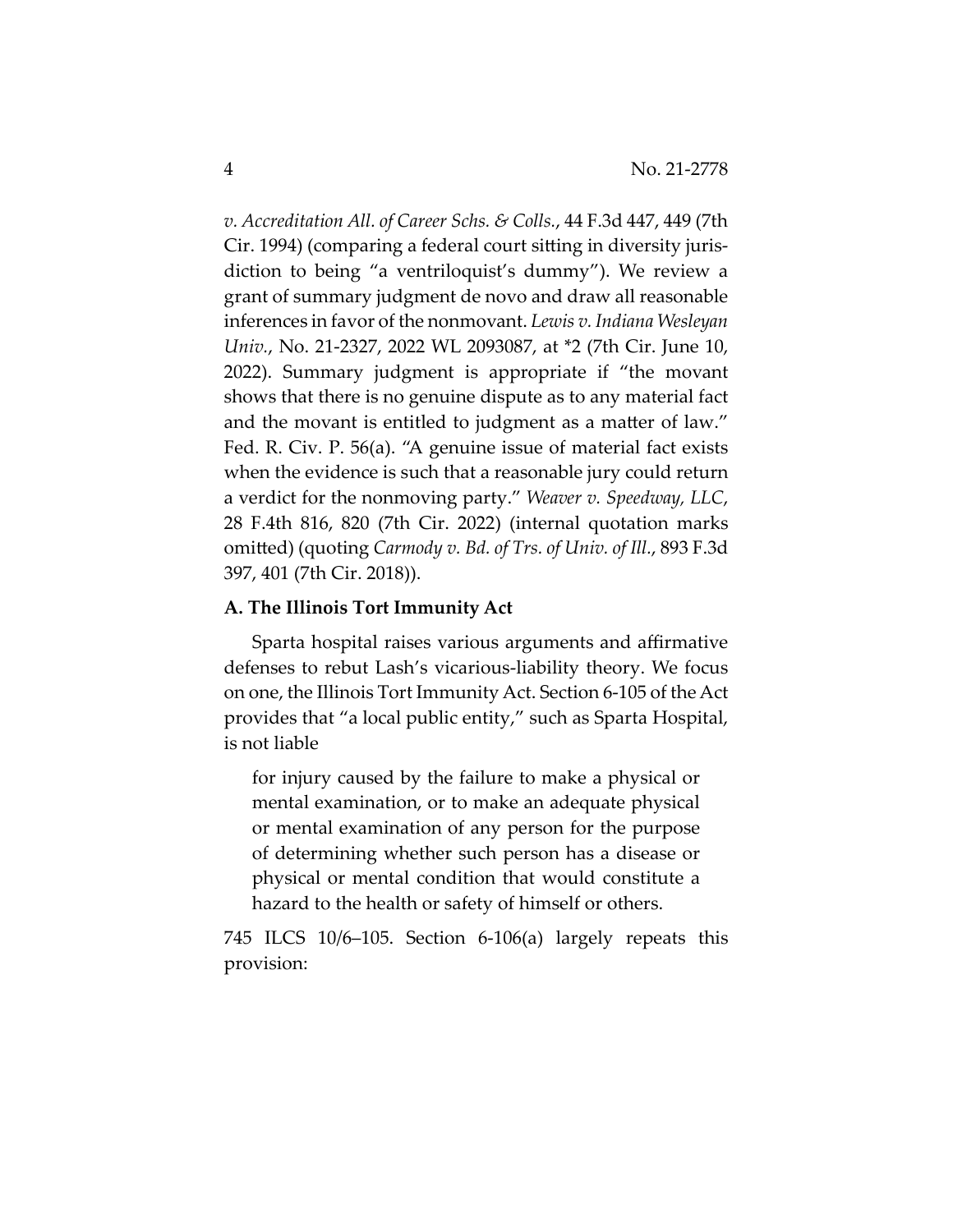*v. Accreditation All. of Career Schs. & Colls.*, 44 F.3d 447, 449 (7th Cir. 1994) (comparing a federal court sitting in diversity jurisdiction to being "a ventriloquist's dummy"). We review a grant of summary judgment de novo and draw all reasonable inferences in favor of the nonmovant. *Lewis v. Indiana Wesleyan Univ.*, No. 21-2327, 2022 WL 2093087, at *2 (7th Cir. June 10, 2022). Summary judgment is appropriate if "the movant shows that there is no genuine dispute as to any material fact and the movant is entitled to judgment as a matter of law." Fed. R. Civ. P. 56(a). "A genuine issue of material fact exists when the evidence is such that a reasonable jury could return a verdict for the nonmoving party." *Weaver v. Speedway, LLC*, 28 F.4th 816, 820 (7th Cir. 2022) (internal quotation marks omitted) (quoting *Carmody v. Bd. of Trs. of Univ. of Ill.*, 893 F.3d 397, 401 (7th Cir. 2018)).

**A. The Illinois Tort Immunity Act**

Sparta hospital raises various arguments and affirmative defenses to rebut Lash's vicarious-liability theory. We focus on one, the Illinois Tort Immunity Act. Section 6-105 of the Act provides that "a local public entity," such as Sparta Hospital, is not liable

> for injury caused by the failure to make a physical or mental examination, or to make an adequate physical or mental examination of any person for the purpose of determining whether such person has a disease or physical or mental condition that would constitute a hazard to the health or safety of himself or others.

745 ILCS 10/6–105. Section 6-106(a) largely repeats this provision: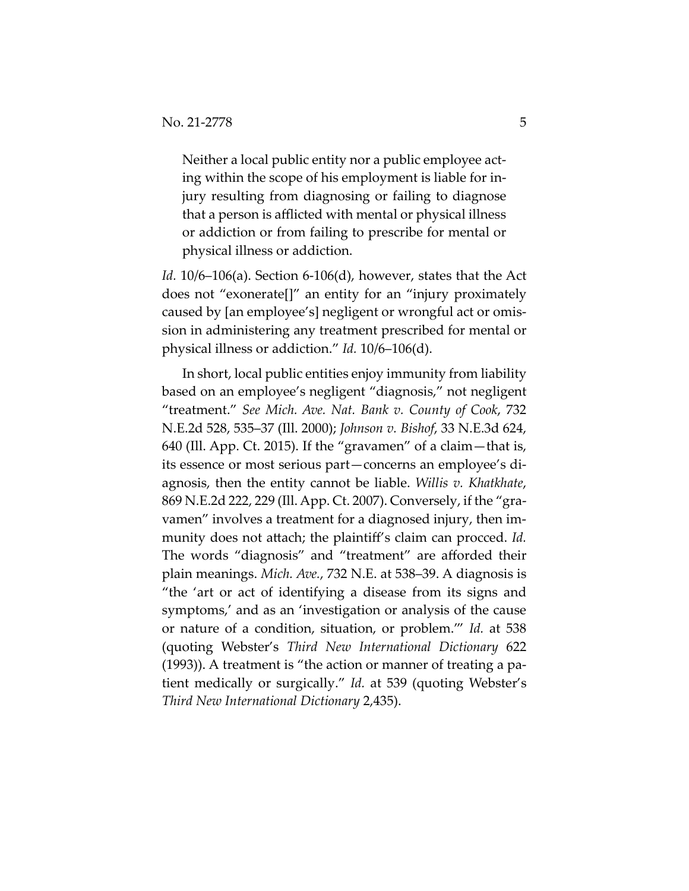> Neither a local public entity nor a public employee acting within the scope of his employment is liable for injury resulting from diagnosing or failing to diagnose that a person is afflicted with mental or physical illness or addiction or from failing to prescribe for mental or physical illness or addiction.

*Id.* 10/6–106(a). Section 6-106(d), however, states that the Act does not "exonerate[]" an entity for an "injury proximately caused by [an employee's] negligent or wrongful act or omission in administering any treatment prescribed for mental or physical illness or addiction." *Id.* 10/6–106(d).

In short, local public entities enjoy immunity from liability based on an employee's negligent "diagnosis," not negligent "treatment." *See Mich. Ave. Nat. Bank v. County of Cook*, 732 N.E.2d 528, 535–37 (Ill. 2000); *Johnson v. Bishof*, 33 N.E.3d 624, 640 (Ill. App. Ct. 2015). If the "gravamen" of a claim—that is, its essence or most serious part—concerns an employee's diagnosis, then the entity cannot be liable. *Willis v. Khatkhate*, 869 N.E.2d 222, 229 (Ill. App. Ct. 2007). Conversely, if the "gravamen" involves a treatment for a diagnosed injury, then immunity does not attach; the plaintiff's claim can procced. *Id.* The words "diagnosis" and "treatment" are afforded their plain meanings. *Mich. Ave.*, 732 N.E. at 538–39. A diagnosis is "the 'art or act of identifying a disease from its signs and symptoms,' and as an 'investigation or analysis of the cause or nature of a condition, situation, or problem.'" *Id.* at 538 (quoting Webster's *Third New International Dictionary* 622 (1993)). A treatment is "the action or manner of treating a patient medically or surgically." *Id.* at 539 (quoting Webster's *Third New International Dictionary* 2,435).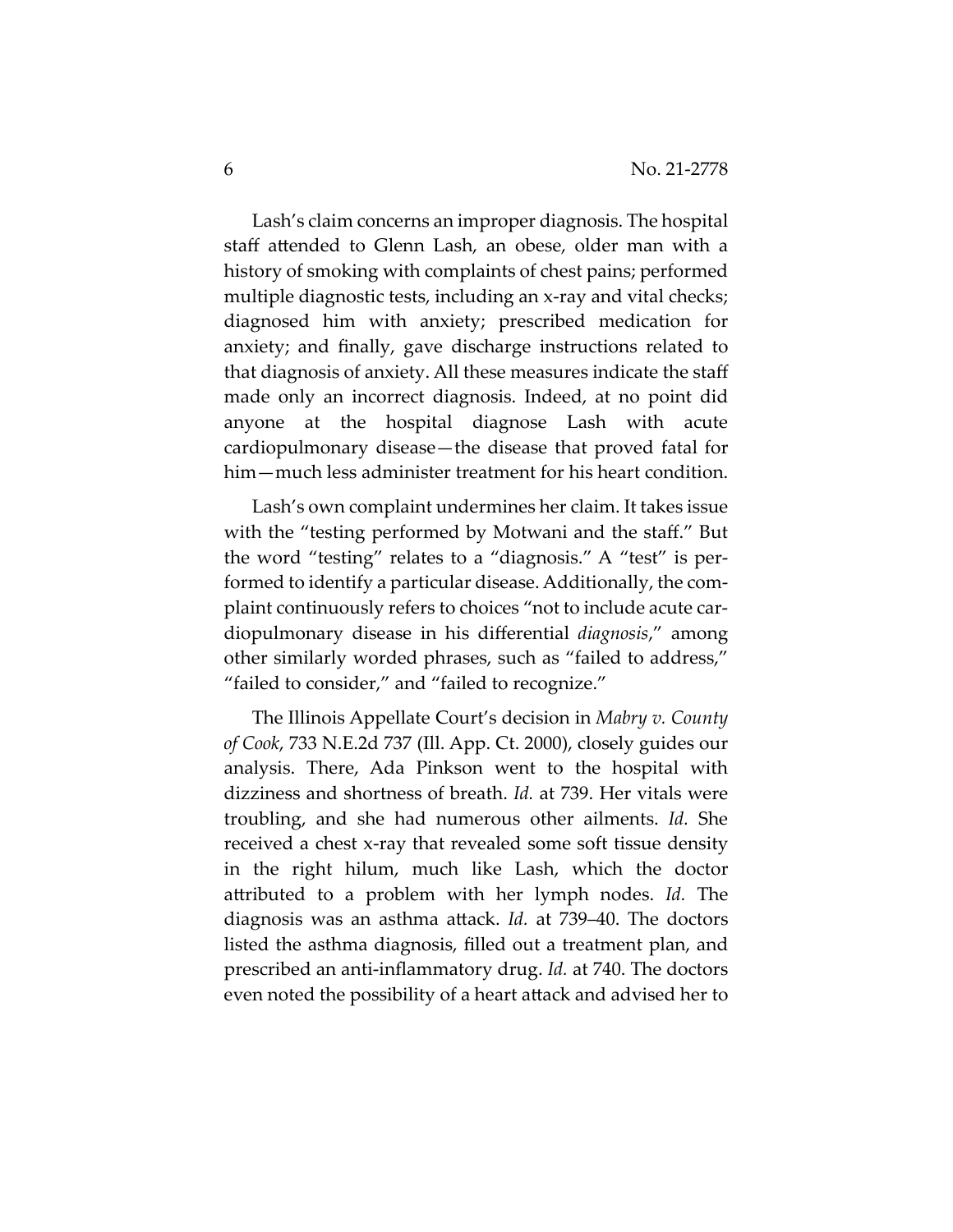Lash's claim concerns an improper diagnosis. The hospital staff attended to Glenn Lash, an obese, older man with a history of smoking with complaints of chest pains; performed multiple diagnostic tests, including an x-ray and vital checks; diagnosed him with anxiety; prescribed medication for anxiety; and finally, gave discharge instructions related to that diagnosis of anxiety. All these measures indicate the staff made only an incorrect diagnosis. Indeed, at no point did anyone at the hospital diagnose Lash with acute cardiopulmonary disease—the disease that proved fatal for him—much less administer treatment for his heart condition.

Lash's own complaint undermines her claim. It takes issue with the "testing performed by Motwani and the staff." But the word "testing" relates to a "diagnosis." A "test" is performed to identify a particular disease. Additionally, the complaint continuously refers to choices "not to include acute cardiopulmonary disease in his differential *diagnosis*," among other similarly worded phrases, such as "failed to address," "failed to consider," and "failed to recognize."

The Illinois Appellate Court's decision in *Mabry v. County of Cook*, 733 N.E.2d 737 (Ill. App. Ct. 2000), closely guides our analysis. There, Ada Pinkson went to the hospital with dizziness and shortness of breath. *Id.* at 739. Her vitals were troubling, and she had numerous other ailments. *Id.* She received a chest x-ray that revealed some soft tissue density in the right hilum, much like Lash, which the doctor attributed to a problem with her lymph nodes. *Id.* The diagnosis was an asthma attack. *Id.* at 739–40. The doctors listed the asthma diagnosis, filled out a treatment plan, and prescribed an anti-inflammatory drug. *Id.* at 740. The doctors even noted the possibility of a heart attack and advised her to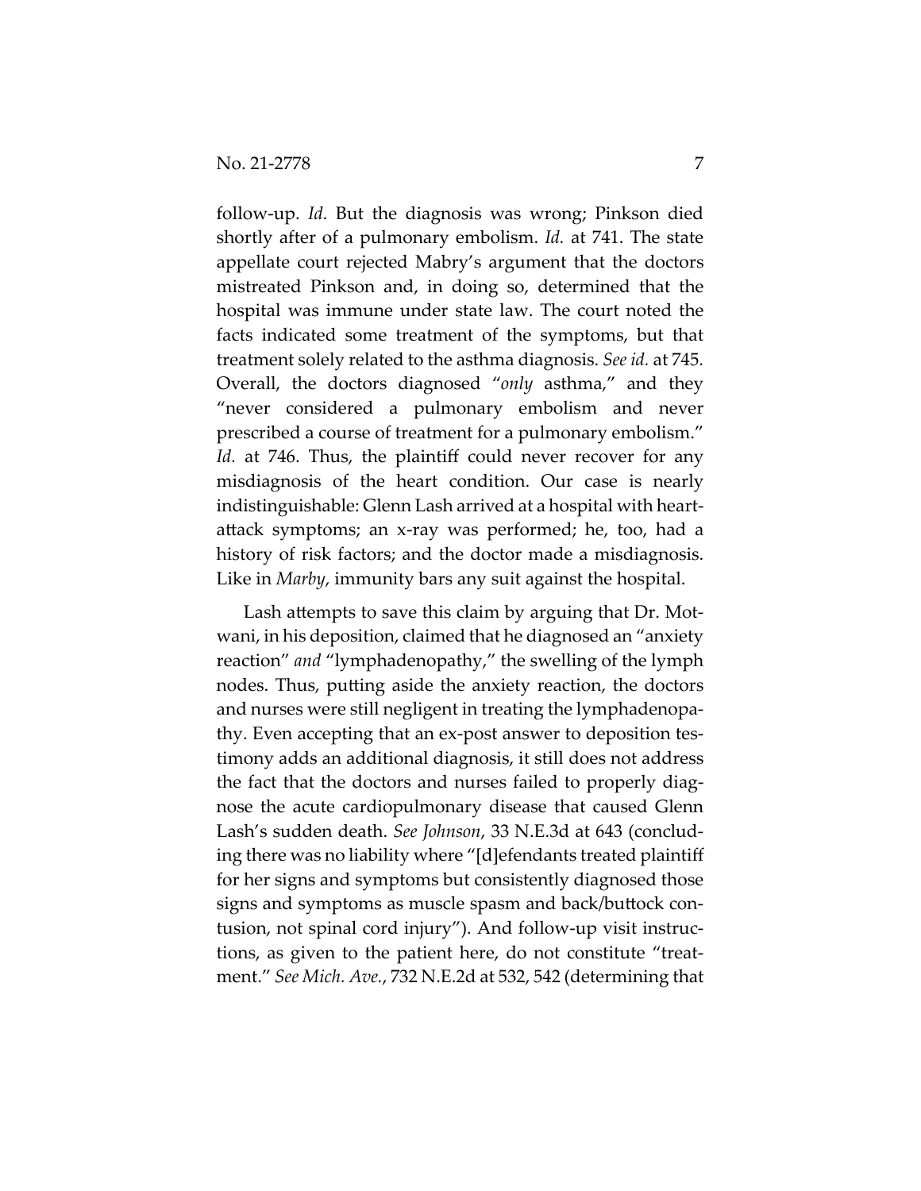follow-up. *Id.* But the diagnosis was wrong; Pinkson died shortly after of a pulmonary embolism. *Id.* at 741. The state appellate court rejected Mabry's argument that the doctors mistreated Pinkson and, in doing so, determined that the hospital was immune under state law. The court noted the facts indicated some treatment of the symptoms, but that treatment solely related to the asthma diagnosis. *See id.* at 745. Overall, the doctors diagnosed "*only* asthma," and they "never considered a pulmonary embolism and never prescribed a course of treatment for a pulmonary embolism." *Id.* at 746. Thus, the plaintiff could never recover for any misdiagnosis of the heart condition. Our case is nearly indistinguishable: Glenn Lash arrived at a hospital with heart-attack symptoms; an x-ray was performed; he, too, had a history of risk factors; and the doctor made a misdiagnosis. Like in *Marby*, immunity bars any suit against the hospital.

Lash attempts to save this claim by arguing that Dr. Motwani, in his deposition, claimed that he diagnosed an "anxiety reaction" *and* "lymphadenopathy," the swelling of the lymph nodes. Thus, putting aside the anxiety reaction, the doctors and nurses were still negligent in treating the lymphadenopathy. Even accepting that an ex-post answer to deposition testimony adds an additional diagnosis, it still does not address the fact that the doctors and nurses failed to properly diagnose the acute cardiopulmonary disease that caused Glenn Lash's sudden death. *See Johnson*, 33 N.E.3d at 643 (concluding there was no liability where "[d]efendants treated plaintiff for her signs and symptoms but consistently diagnosed those signs and symptoms as muscle spasm and back/buttock contusion, not spinal cord injury"). And follow-up visit instructions, as given to the patient here, do not constitute "treatment." *See Mich. Ave.*, 732 N.E.2d at 532, 542 (determining that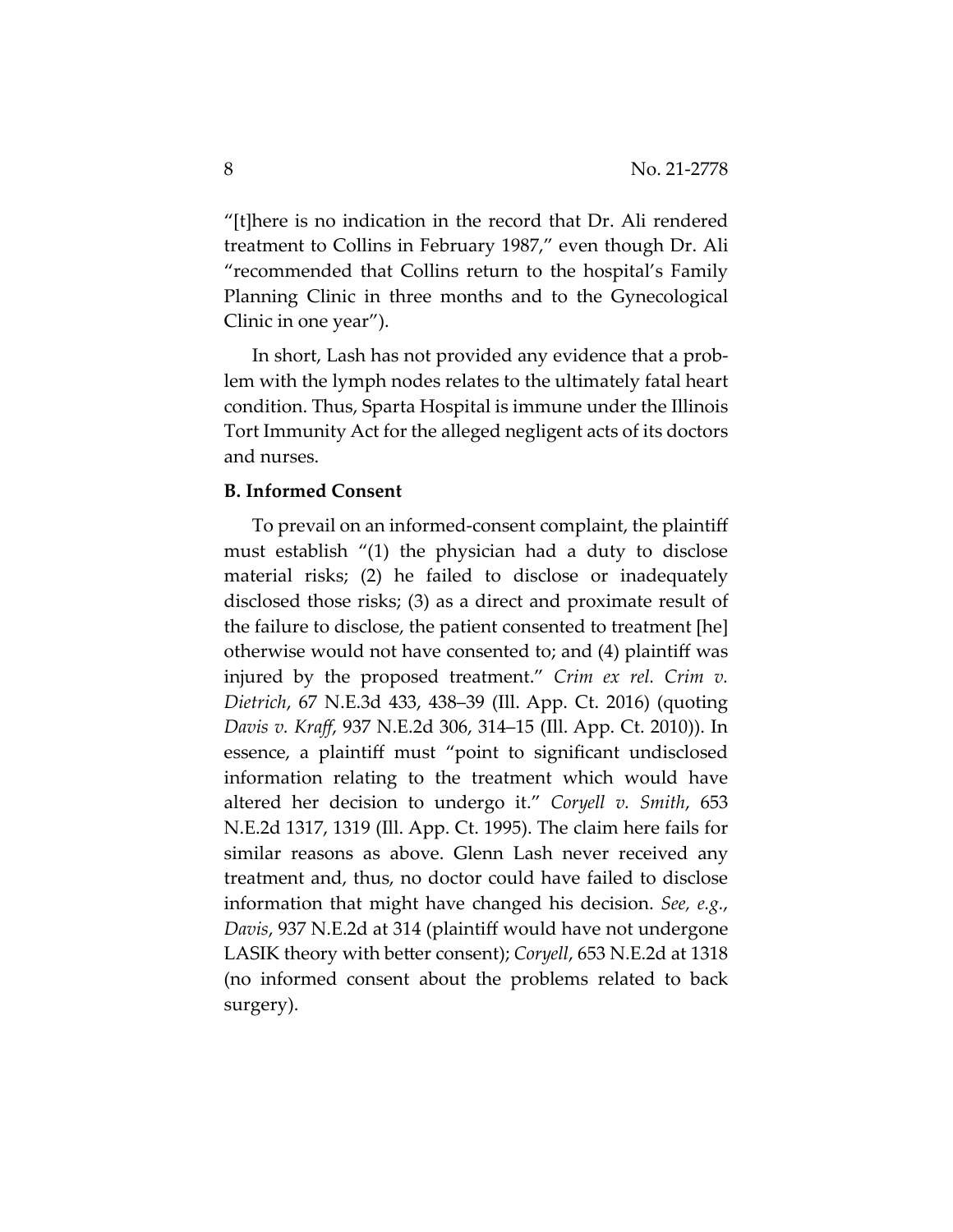"[t]here is no indication in the record that Dr. Ali rendered treatment to Collins in February 1987," even though Dr. Ali "recommended that Collins return to the hospital's Family Planning Clinic in three months and to the Gynecological Clinic in one year").

In short, Lash has not provided any evidence that a problem with the lymph nodes relates to the ultimately fatal heart condition. Thus, Sparta Hospital is immune under the Illinois Tort Immunity Act for the alleged negligent acts of its doctors and nurses.

**B. Informed Consent**

To prevail on an informed-consent complaint, the plaintiff must establish "(1) the physician had a duty to disclose material risks; (2) he failed to disclose or inadequately disclosed those risks; (3) as a direct and proximate result of the failure to disclose, the patient consented to treatment [he] otherwise would not have consented to; and (4) plaintiff was injured by the proposed treatment." *Crim ex rel. Crim v. Dietrich*, 67 N.E.3d 433, 438–39 (Ill. App. Ct. 2016) (quoting *Davis v. Kraff*, 937 N.E.2d 306, 314–15 (Ill. App. Ct. 2010)). In essence, a plaintiff must "point to significant undisclosed information relating to the treatment which would have altered her decision to undergo it." *Coryell v. Smith*, 653 N.E.2d 1317, 1319 (Ill. App. Ct. 1995). The claim here fails for similar reasons as above. Glenn Lash never received any treatment and, thus, no doctor could have failed to disclose information that might have changed his decision. *See, e.g.*, *Davis*, 937 N.E.2d at 314 (plaintiff would have not undergone LASIK theory with better consent); *Coryell*, 653 N.E.2d at 1318 (no informed consent about the problems related to back surgery).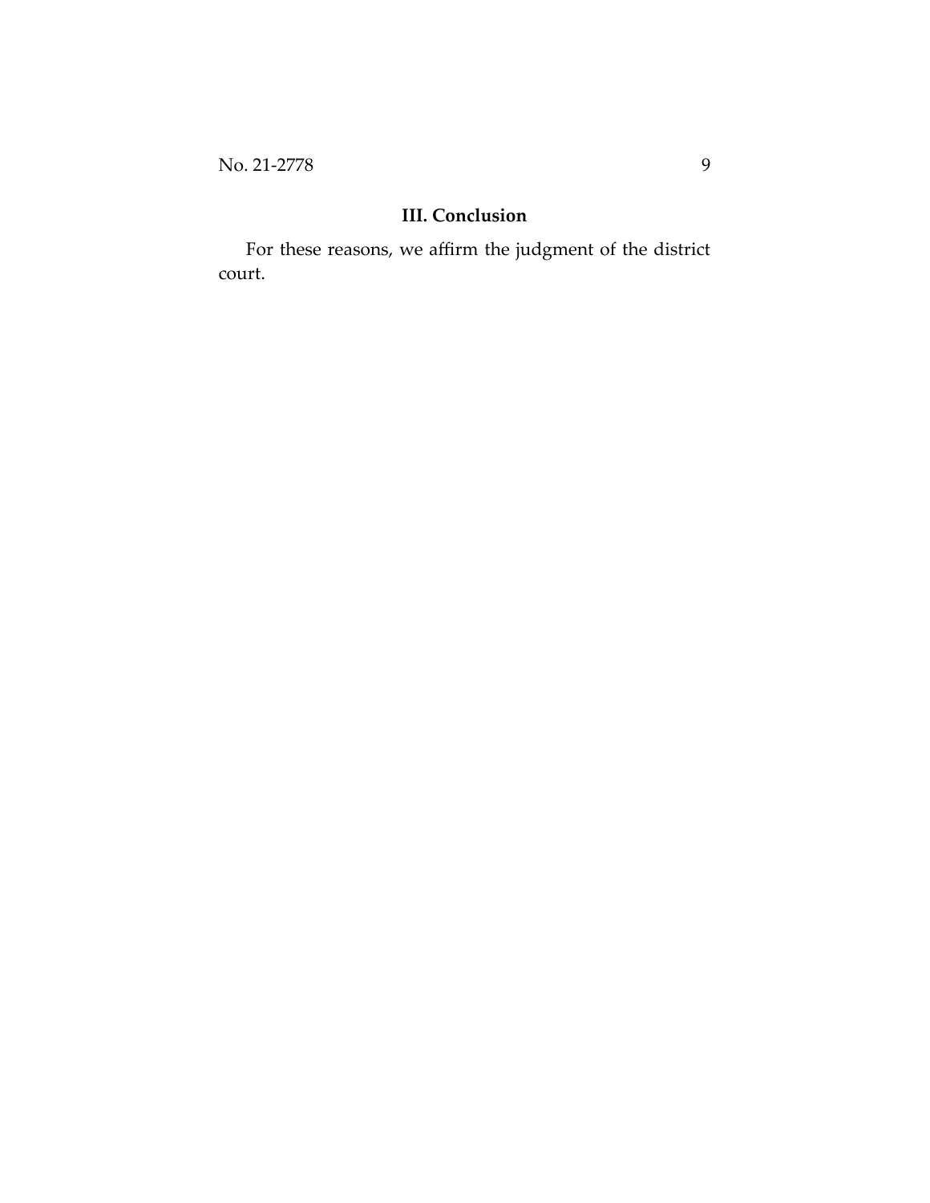## III. Conclusion

For these reasons, we affirm the judgment of the district court.